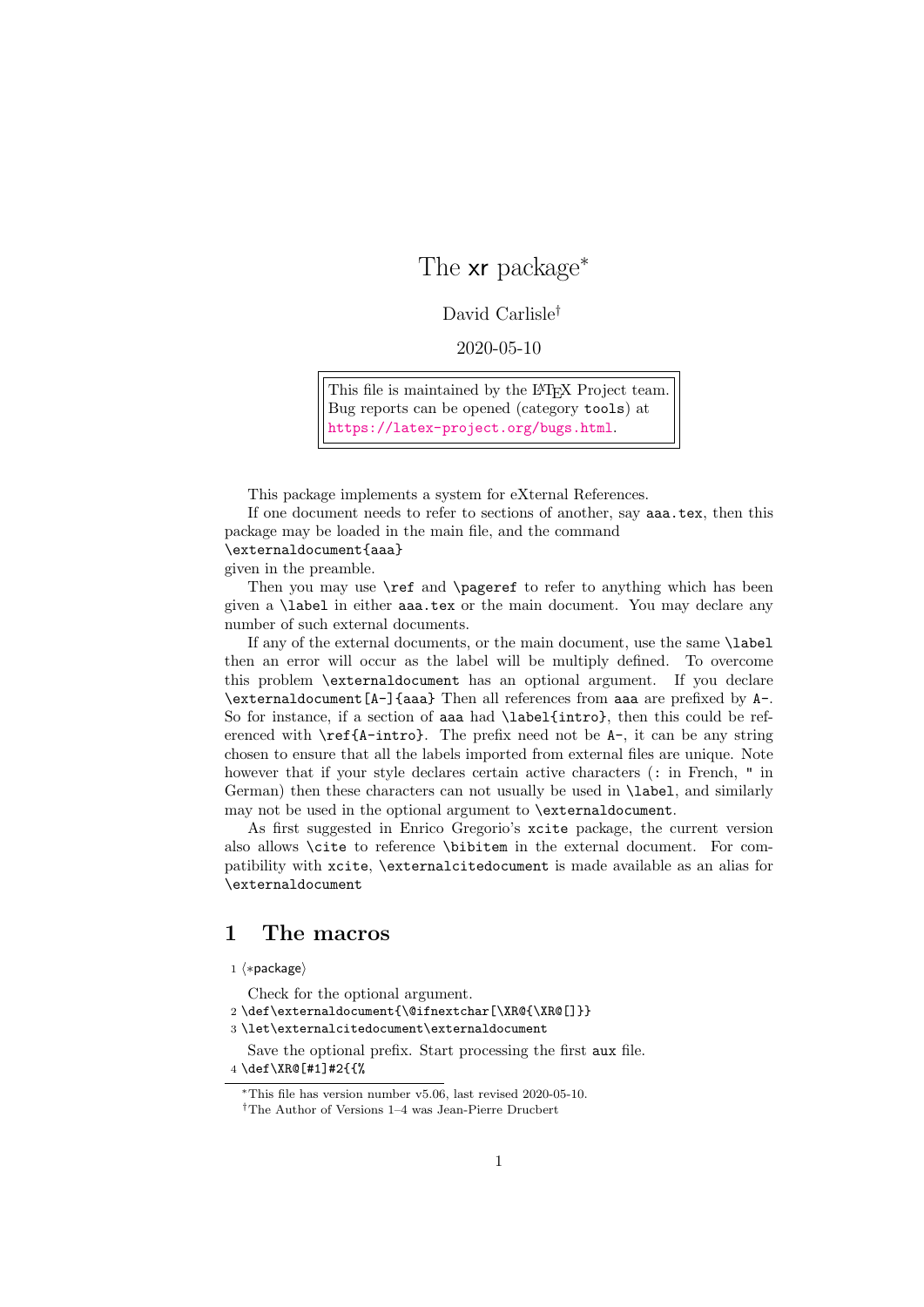# The xr package*

David Carlisle†

2020-05-10

> This file is maintained by the LaTeX Project team.
> Bug reports can be opened (category `tools`) at
> https://latex-project.org/bugs.html.

This package implements a system for eXternal References.

If one document needs to refer to sections of another, say `aaa.tex`, then this package may be loaded in the main file, and the command
`\externaldocument{aaa}`
given in the preamble.

Then you may use `\ref` and `\pageref` to refer to anything which has been given a `\label` in either `aaa.tex` or the main document. You may declare any number of such external documents.

If any of the external documents, or the main document, use the same `\label` then an error will occur as the label will be multiply defined. To overcome this problem `\externaldocument` has an optional argument. If you declare `\externaldocument[A-]{aaa}` Then all references from `aaa` are prefixed by `A-`. So for instance, if a section of `aaa` had `\label{intro}`, then this could be referenced with `\ref{A-intro}`. The prefix need not be `A-`, it can be any string chosen to ensure that all the labels imported from external files are unique. Note however that if your style declares certain active characters (`:` in French, `"` in German) then these characters can not usually be used in `\label`, and similarly may not be used in the optional argument to `\externaldocument`.

As first suggested in Enrico Gregorio's `xcite` package, the current version also allows `\cite` to reference `\bibitem` in the external document. For compatibility with `xcite`, `\externalcitedocument` is made available as an alias for `\externaldocument`

## 1 The macros

```
1 ⟨*package⟩
```

Check for the optional argument.

```
2 \def\externaldocument{\@ifnextchar[\XR@{\XR@[]}}
3 \let\externalcitedocument\externaldocument
```

Save the optional prefix. Start processing the first aux file.

```
4 \def\XR@[#1]#2{{%
```

*This file has version number v5.06, last revised 2020-05-10.

†The Author of Versions 1–4 was Jean-Pierre Drucbert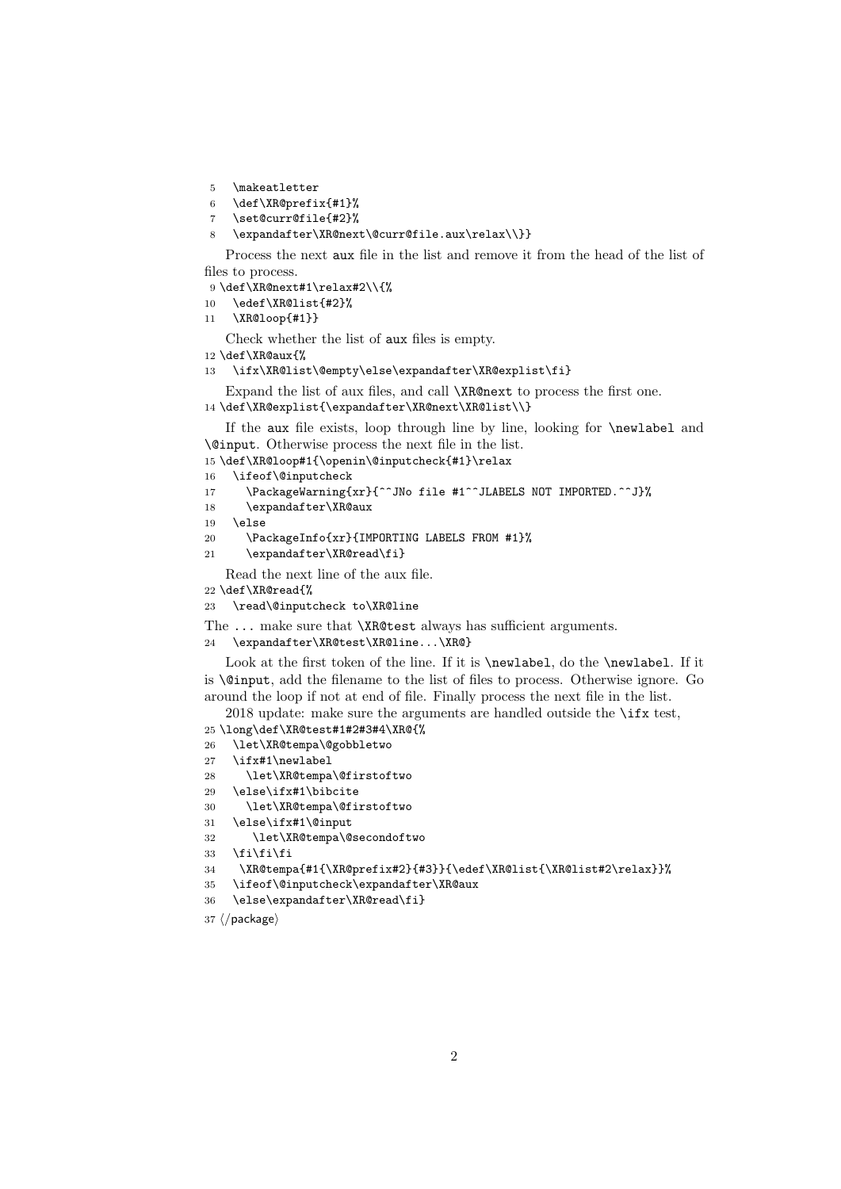```
5   \makeatletter
6   \def\XR@prefix{#1}%
7   \set@curr@file{#2}%
8   \expandafter\XR@next\@curr@file.aux\relax\\}}
```

Process the next aux file in the list and remove it from the head of the list of files to process.

```
9 \def\XR@next#1\relax#2\\{%
10   \edef\XR@list{#2}%
11   \XR@loop{#1}}
```

Check whether the list of aux files is empty.

```
12 \def\XR@aux{%
13   \ifx\XR@list\@empty\else\expandafter\XR@explist\fi}
```

Expand the list of aux files, and call \XR@next to process the first one.

```
14 \def\XR@explist{\expandafter\XR@next\XR@list\\}
```

If the aux file exists, loop through line by line, looking for \newlabel and \@input. Otherwise process the next file in the list.

```
15 \def\XR@loop#1{\openin\@inputcheck{#1}\relax
16   \ifeof\@inputcheck
17     \PackageWarning{xr}{^^JNo file #1^^JLABELS NOT IMPORTED.^^J}%
18     \expandafter\XR@aux
19   \else
20     \PackageInfo{xr}{IMPORTING LABELS FROM #1}%
21     \expandafter\XR@read\fi}
```

Read the next line of the aux file.

```
22 \def\XR@read{%
23   \read\@inputcheck to\XR@line
```

The ... make sure that \XR@test always has sufficient arguments.

```
24   \expandafter\XR@test\XR@line...\XR@}
```

Look at the first token of the line. If it is \newlabel, do the \newlabel. If it is \@input, add the filename to the list of files to process. Otherwise ignore. Go around the loop if not at end of file. Finally process the next file in the list.

2018 update: make sure the arguments are handled outside the \ifx test,

```
25 \long\def\XR@test#1#2#3#4\XR@{%
26   \let\XR@tempa\@gobbletwo
27   \ifx#1\newlabel
28     \let\XR@tempa\@firstoftwo
29   \else\ifx#1\bibcite
30     \let\XR@tempa\@firstoftwo
31   \else\ifx#1\@input
32      \let\XR@tempa\@secondoftwo
33   \fi\fi\fi
34    \XR@tempa{#1{\XR@prefix#2}{#3}}{\edef\XR@list{\XR@list#2\relax}}%
35   \ifeof\@inputcheck\expandafter\XR@aux
36   \else\expandafter\XR@read\fi}
37 ⟨/package⟩
```